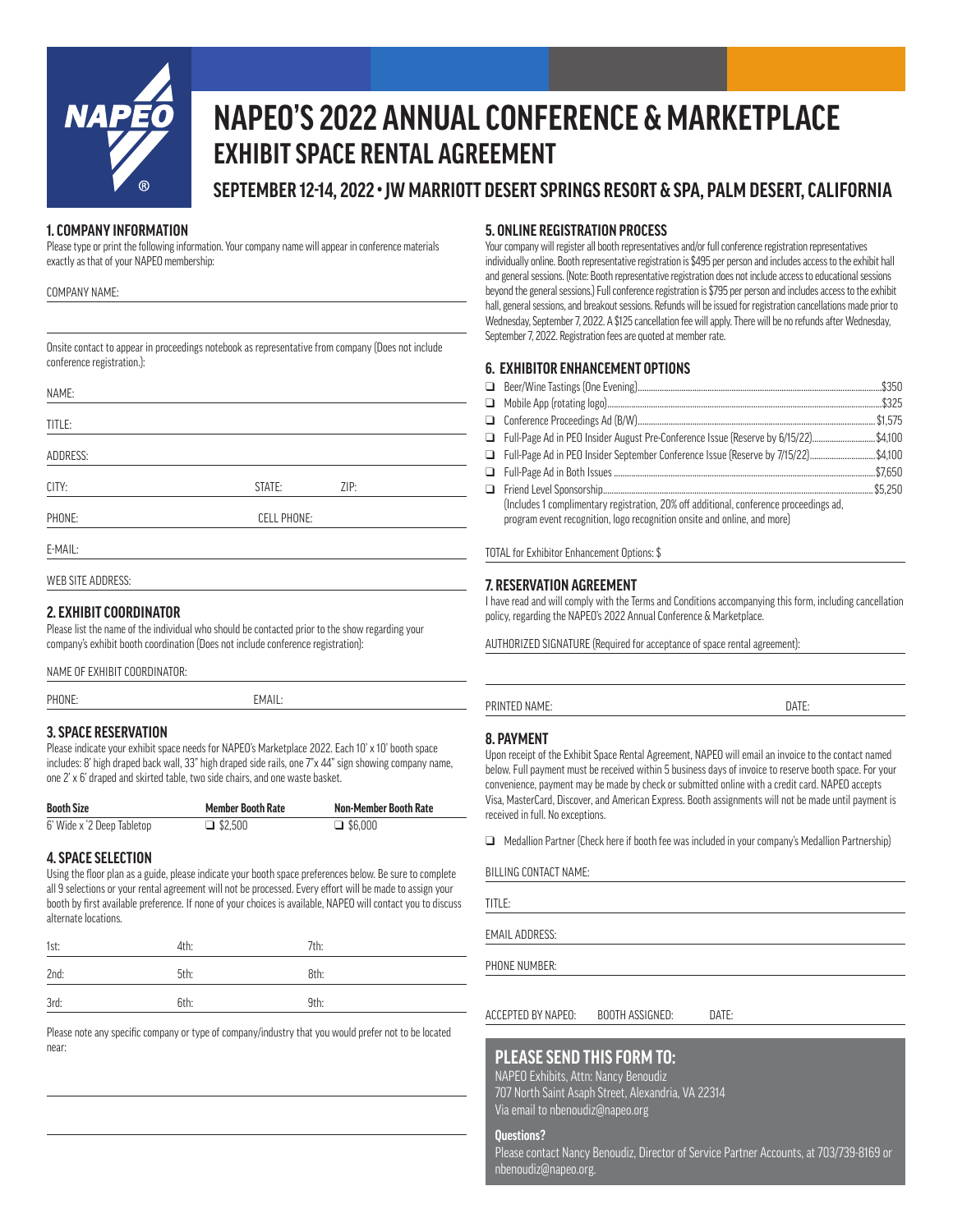# NAPEO'S 2022 ANNUAL CONFERENCE & MARKETPLACE

## EXHIBIT SPACE RENTAL AGREEMENT

### SEPTEMBER 12-14, 2022 • JW MARRIOTT DESERT SPRINGS RESORT & SPA, PALM DESERT, CALIFORNIA

### 1. COMPANY INFORMATION

Please type or print the following information. Your company name will appear in conference materials exactly as that of your NAPEO membership:

COMPANY NAME:

Onsite contact to appear in proceedings notebook as representative from company (Does not include conference registration.):

NAME:

TITLE:

ADDRESS:

CITY: STATE: ZIP:

PHONE: CELL PHONE:

E-MAIL:

WEB SITE ADDRESS:

### 2. EXHIBIT COORDINATOR

Please list the name of the individual who should be contacted prior to the show regarding your company's exhibit booth coordination (Does not include conference registration):

NAME OF EXHIBIT COORDINATOR:

PHONE: EMAIL:

### 3. SPACE RESERVATION

Please indicate your exhibit space needs for NAPEO's Marketplace 2022. Each 10' x 10' booth space includes: 8' high draped back wall, 33" high draped side rails, one 7"x 44" sign showing company name, one 2' x 6' draped and skirted table, two side chairs, and one waste basket.

| Booth Size | Member Booth Rate | Non-Member Booth Rate |
|---|---|---|
| 6' Wide x '2 Deep Tabletop | ❑ $2,500 | ❑ $6,000 |

### 4. SPACE SELECTION

Using the floor plan as a guide, please indicate your booth space preferences below. Be sure to complete all 9 selections or your rental agreement will not be processed. Every effort will be made to assign your booth by first available preference. If none of your choices is available, NAPEO will contact you to discuss alternate locations.

| 1st: | 4th: | 7th: |
|---|---|---|
| 2nd: | 5th: | 8th: |
| 3rd: | 6th: | 9th: |

Please note any specific company or type of company/industry that you would prefer not to be located near:

### 5. ONLINE REGISTRATION PROCESS

Your company will register all booth representatives and/or full conference registration representatives individually online. Booth representative registration is $495 per person and includes access to the exhibit hall and general sessions. (Note: Booth representative registration does not include access to educational sessions beyond the general sessions.) Full conference registration is $795 per person and includes access to the exhibit hall, general sessions, and breakout sessions. Refunds will be issued for registration cancellations made prior to Wednesday, September 7, 2022. A $125 cancellation fee will apply. There will be no refunds after Wednesday, September 7, 2022. Registration fees are quoted at member rate.

### 6. EXHIBITOR ENHANCEMENT OPTIONS

- ❑ Beer/Wine Tastings (One Evening) .......... $350
- ❑ Mobile App (rotating logo) .......... $325
- ❑ Conference Proceedings Ad (B/W) .......... $1,575
- ❑ Full-Page Ad in PEO Insider August Pre-Conference Issue (Reserve by 6/15/22) .......... $4,100
- ❑ Full-Page Ad in PEO Insider September Conference Issue (Reserve by 7/15/22) .......... $4,100
- ❑ Full-Page Ad in Both Issues .......... $7,650
- ❑ Friend Level Sponsorship .......... $5,250
  (Includes 1 complimentary registration, 20% off additional, conference proceedings ad, program event recognition, logo recognition onsite and online, and more)

TOTAL for Exhibitor Enhancement Options: $

### 7. RESERVATION AGREEMENT

I have read and will comply with the Terms and Conditions accompanying this form, including cancellation policy, regarding the NAPEO's 2022 Annual Conference & Marketplace.

AUTHORIZED SIGNATURE (Required for acceptance of space rental agreement):

PRINTED NAME: DATE:

### 8. PAYMENT

Upon receipt of the Exhibit Space Rental Agreement, NAPEO will email an invoice to the contact named below. Full payment must be received within 5 business days of invoice to reserve booth space. For your convenience, payment may be made by check or submitted online with a credit card. NAPEO accepts Visa, MasterCard, Discover, and American Express. Booth assignments will not be made until payment is received in full. No exceptions.

❑ Medallion Partner (Check here if booth fee was included in your company's Medallion Partnership)

BILLING CONTACT NAME:

TITLE:

EMAIL ADDRESS:

PHONE NUMBER:

ACCEPTED BY NAPEO: BOOTH ASSIGNED: DATE:

## PLEASE SEND THIS FORM TO:

NAPEO Exhibits, Attn: Nancy Benoudiz
707 North Saint Asaph Street, Alexandria, VA 22314
Via email to nbenoudiz@napeo.org

**Questions?**

Please contact Nancy Benoudiz, Director of Service Partner Accounts, at 703/739-8169 or nbenoudiz@napeo.org.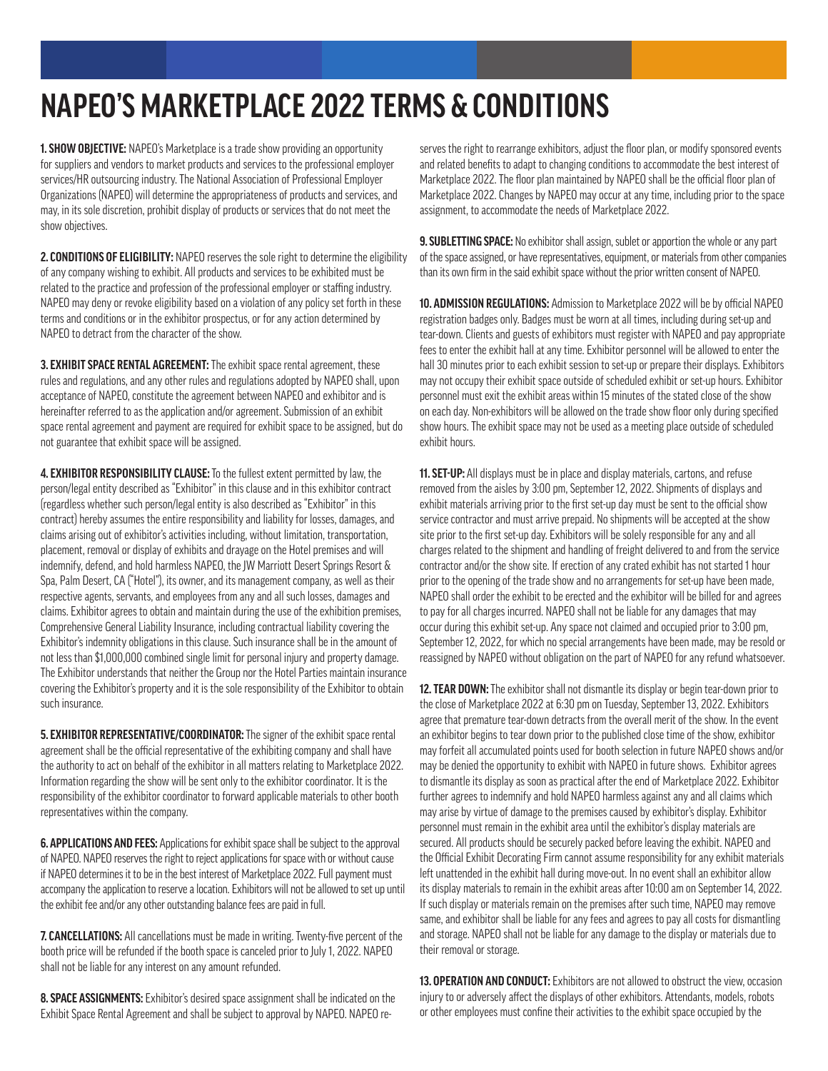# NAPEO'S MARKETPLACE 2022 TERMS & CONDITIONS

**1. SHOW OBJECTIVE:** NAPEO's Marketplace is a trade show providing an opportunity for suppliers and vendors to market products and services to the professional employer services/HR outsourcing industry. The National Association of Professional Employer Organizations (NAPEO) will determine the appropriateness of products and services, and may, in its sole discretion, prohibit display of products or services that do not meet the show objectives.

**2. CONDITIONS OF ELIGIBILITY:** NAPEO reserves the sole right to determine the eligibility of any company wishing to exhibit. All products and services to be exhibited must be related to the practice and profession of the professional employer or staffing industry. NAPEO may deny or revoke eligibility based on a violation of any policy set forth in these terms and conditions or in the exhibitor prospectus, or for any action determined by NAPEO to detract from the character of the show.

**3. EXHIBIT SPACE RENTAL AGREEMENT:** The exhibit space rental agreement, these rules and regulations, and any other rules and regulations adopted by NAPEO shall, upon acceptance of NAPEO, constitute the agreement between NAPEO and exhibitor and is hereinafter referred to as the application and/or agreement. Submission of an exhibit space rental agreement and payment are required for exhibit space to be assigned, but do not guarantee that exhibit space will be assigned.

**4. EXHIBITOR RESPONSIBILITY CLAUSE:** To the fullest extent permitted by law, the person/legal entity described as "Exhibitor" in this clause and in this exhibitor contract (regardless whether such person/legal entity is also described as "Exhibitor" in this contract) hereby assumes the entire responsibility and liability for losses, damages, and claims arising out of exhibitor's activities including, without limitation, transportation, placement, removal or display of exhibits and drayage on the Hotel premises and will indemnify, defend, and hold harmless NAPEO, the JW Marriott Desert Springs Resort & Spa, Palm Desert, CA ("Hotel"), its owner, and its management company, as well as their respective agents, servants, and employees from any and all such losses, damages and claims. Exhibitor agrees to obtain and maintain during the use of the exhibition premises, Comprehensive General Liability Insurance, including contractual liability covering the Exhibitor's indemnity obligations in this clause. Such insurance shall be in the amount of not less than $1,000,000 combined single limit for personal injury and property damage. The Exhibitor understands that neither the Group nor the Hotel Parties maintain insurance covering the Exhibitor's property and it is the sole responsibility of the Exhibitor to obtain such insurance.

**5. EXHIBITOR REPRESENTATIVE/COORDINATOR:** The signer of the exhibit space rental agreement shall be the official representative of the exhibiting company and shall have the authority to act on behalf of the exhibitor in all matters relating to Marketplace 2022. Information regarding the show will be sent only to the exhibitor coordinator. It is the responsibility of the exhibitor coordinator to forward applicable materials to other booth representatives within the company.

**6. APPLICATIONS AND FEES:** Applications for exhibit space shall be subject to the approval of NAPEO. NAPEO reserves the right to reject applications for space with or without cause if NAPEO determines it to be in the best interest of Marketplace 2022. Full payment must accompany the application to reserve a location. Exhibitors will not be allowed to set up until the exhibit fee and/or any other outstanding balance fees are paid in full.

**7. CANCELLATIONS:** All cancellations must be made in writing. Twenty-five percent of the booth price will be refunded if the booth space is canceled prior to July 1, 2022. NAPEO shall not be liable for any interest on any amount refunded.

**8. SPACE ASSIGNMENTS:** Exhibitor's desired space assignment shall be indicated on the Exhibit Space Rental Agreement and shall be subject to approval by NAPEO. NAPEO reserves the right to rearrange exhibitors, adjust the floor plan, or modify sponsored events and related benefits to adapt to changing conditions to accommodate the best interest of Marketplace 2022. The floor plan maintained by NAPEO shall be the official floor plan of Marketplace 2022. Changes by NAPEO may occur at any time, including prior to the space assignment, to accommodate the needs of Marketplace 2022.

**9. SUBLETTING SPACE:** No exhibitor shall assign, sublet or apportion the whole or any part of the space assigned, or have representatives, equipment, or materials from other companies than its own firm in the said exhibit space without the prior written consent of NAPEO.

**10. ADMISSION REGULATIONS:** Admission to Marketplace 2022 will be by official NAPEO registration badges only. Badges must be worn at all times, including during set-up and tear-down. Clients and guests of exhibitors must register with NAPEO and pay appropriate fees to enter the exhibit hall at any time. Exhibitor personnel will be allowed to enter the hall 30 minutes prior to each exhibit session to set-up or prepare their displays. Exhibitors may not occupy their exhibit space outside of scheduled exhibit or set-up hours. Exhibitor personnel must exit the exhibit areas within 15 minutes of the stated close of the show on each day. Non-exhibitors will be allowed on the trade show floor only during specified show hours. The exhibit space may not be used as a meeting place outside of scheduled exhibit hours.

**11. SET-UP:** All displays must be in place and display materials, cartons, and refuse removed from the aisles by 3:00 pm, September 12, 2022. Shipments of displays and exhibit materials arriving prior to the first set-up day must be sent to the official show service contractor and must arrive prepaid. No shipments will be accepted at the show site prior to the first set-up day. Exhibitors will be solely responsible for any and all charges related to the shipment and handling of freight delivered to and from the service contractor and/or the show site. If erection of any crated exhibit has not started 1 hour prior to the opening of the trade show and no arrangements for set-up have been made, NAPEO shall order the exhibit to be erected and the exhibitor will be billed for and agrees to pay for all charges incurred. NAPEO shall not be liable for any damages that may occur during this exhibit set-up. Any space not claimed and occupied prior to 3:00 pm, September 12, 2022, for which no special arrangements have been made, may be resold or reassigned by NAPEO without obligation on the part of NAPEO for any refund whatsoever.

**12. TEAR DOWN:** The exhibitor shall not dismantle its display or begin tear-down prior to the close of Marketplace 2022 at 6:30 pm on Tuesday, September 13, 2022. Exhibitors agree that premature tear-down detracts from the overall merit of the show. In the event an exhibitor begins to tear down prior to the published close time of the show, exhibitor may forfeit all accumulated points used for booth selection in future NAPEO shows and/or may be denied the opportunity to exhibit with NAPEO in future shows. Exhibitor agrees to dismantle its display as soon as practical after the end of Marketplace 2022. Exhibitor further agrees to indemnify and hold NAPEO harmless against any and all claims which may arise by virtue of damage to the premises caused by exhibitor's display. Exhibitor personnel must remain in the exhibit area until the exhibitor's display materials are secured. All products should be securely packed before leaving the exhibit. NAPEO and the Official Exhibit Decorating Firm cannot assume responsibility for any exhibit materials left unattended in the exhibit hall during move-out. In no event shall an exhibitor allow its display materials to remain in the exhibit areas after 10:00 am on September 14, 2022. If such display or materials remain on the premises after such time, NAPEO may remove same, and exhibitor shall be liable for any fees and agrees to pay all costs for dismantling and storage. NAPEO shall not be liable for any damage to the display or materials due to their removal or storage.

**13. OPERATION AND CONDUCT:** Exhibitors are not allowed to obstruct the view, occasion injury to or adversely affect the displays of other exhibitors. Attendants, models, robots or other employees must confine their activities to the exhibit space occupied by the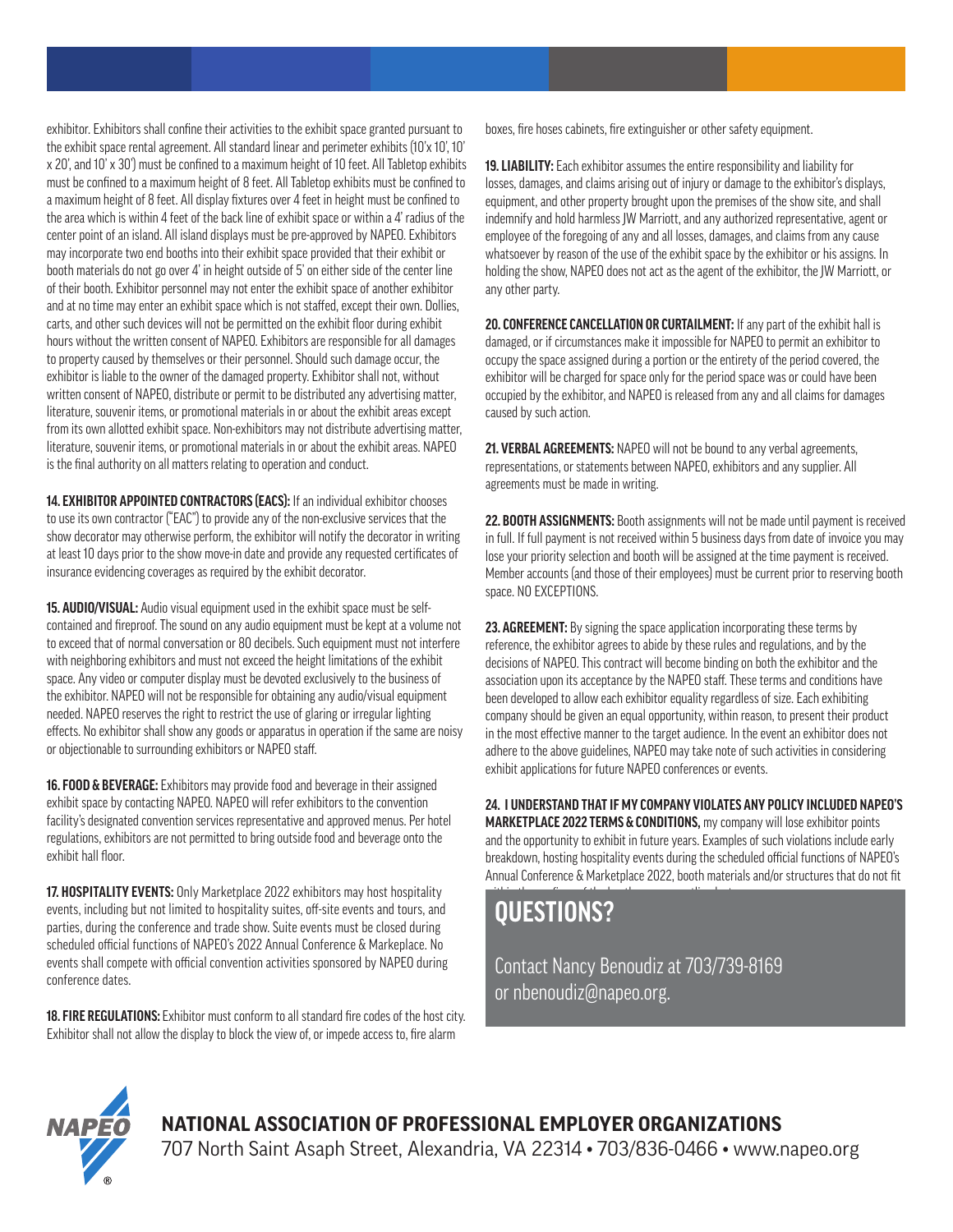exhibitor. Exhibitors shall confine their activities to the exhibit space granted pursuant to the exhibit space rental agreement. All standard linear and perimeter exhibits (10'x 10', 10' x 20', and 10' x 30') must be confined to a maximum height of 10 feet. All Tabletop exhibits must be confined to a maximum height of 8 feet. All Tabletop exhibits must be confined to a maximum height of 8 feet. All display fixtures over 4 feet in height must be confined to the area which is within 4 feet of the back line of exhibit space or within a 4' radius of the center point of an island. All island displays must be pre-approved by NAPEO. Exhibitors may incorporate two end booths into their exhibit space provided that their exhibit or booth materials do not go over 4' in height outside of 5' on either side of the center line of their booth. Exhibitor personnel may not enter the exhibit space of another exhibitor and at no time may enter an exhibit space which is not staffed, except their own. Dollies, carts, and other such devices will not be permitted on the exhibit floor during exhibit hours without the written consent of NAPEO. Exhibitors are responsible for all damages to property caused by themselves or their personnel. Should such damage occur, the exhibitor is liable to the owner of the damaged property. Exhibitor shall not, without written consent of NAPEO, distribute or permit to be distributed any advertising matter, literature, souvenir items, or promotional materials in or about the exhibit areas except from its own allotted exhibit space. Non-exhibitors may not distribute advertising matter, literature, souvenir items, or promotional materials in or about the exhibit areas. NAPEO is the final authority on all matters relating to operation and conduct.

**14. EXHIBITOR APPOINTED CONTRACTORS (EACS):** If an individual exhibitor chooses to use its own contractor ("EAC") to provide any of the non-exclusive services that the show decorator may otherwise perform, the exhibitor will notify the decorator in writing at least 10 days prior to the show move-in date and provide any requested certificates of insurance evidencing coverages as required by the exhibit decorator.

**15. AUDIO/VISUAL:** Audio visual equipment used in the exhibit space must be self-contained and fireproof. The sound on any audio equipment must be kept at a volume not to exceed that of normal conversation or 80 decibels. Such equipment must not interfere with neighboring exhibitors and must not exceed the height limitations of the exhibit space. Any video or computer display must be devoted exclusively to the business of the exhibitor. NAPEO will not be responsible for obtaining any audio/visual equipment needed. NAPEO reserves the right to restrict the use of glaring or irregular lighting effects. No exhibitor shall show any goods or apparatus in operation if the same are noisy or objectionable to surrounding exhibitors or NAPEO staff.

**16. FOOD & BEVERAGE:** Exhibitors may provide food and beverage in their assigned exhibit space by contacting NAPEO. NAPEO will refer exhibitors to the convention facility's designated convention services representative and approved menus. Per hotel regulations, exhibitors are not permitted to bring outside food and beverage onto the exhibit hall floor.

**17. HOSPITALITY EVENTS:** Only Marketplace 2022 exhibitors may host hospitality events, including but not limited to hospitality suites, off-site events and tours, and parties, during the conference and trade show. Suite events must be closed during scheduled official functions of NAPEO's 2022 Annual Conference & Markeplace. No events shall compete with official convention activities sponsored by NAPEO during conference dates.

**18. FIRE REGULATIONS:** Exhibitor must conform to all standard fire codes of the host city. Exhibitor shall not allow the display to block the view of, or impede access to, fire alarm boxes, fire hoses cabinets, fire extinguisher or other safety equipment.

**19. LIABILITY:** Each exhibitor assumes the entire responsibility and liability for losses, damages, and claims arising out of injury or damage to the exhibitor's displays, equipment, and other property brought upon the premises of the show site, and shall indemnify and hold harmless JW Marriott, and any authorized representative, agent or employee of the foregoing of any and all losses, damages, and claims from any cause whatsoever by reason of the use of the exhibit space by the exhibitor or his assigns. In holding the show, NAPEO does not act as the agent of the exhibitor, the JW Marriott, or any other party.

**20. CONFERENCE CANCELLATION OR CURTAILMENT:** If any part of the exhibit hall is damaged, or if circumstances make it impossible for NAPEO to permit an exhibitor to occupy the space assigned during a portion or the entirety of the period covered, the exhibitor will be charged for space only for the period space was or could have been occupied by the exhibitor, and NAPEO is released from any and all claims for damages caused by such action.

**21. VERBAL AGREEMENTS:** NAPEO will not be bound to any verbal agreements, representations, or statements between NAPEO, exhibitors and any supplier. All agreements must be made in writing.

**22. BOOTH ASSIGNMENTS:** Booth assignments will not be made until payment is received in full. If full payment is not received within 5 business days from date of invoice you may lose your priority selection and booth will be assigned at the time payment is received. Member accounts (and those of their employees) must be current prior to reserving booth space. NO EXCEPTIONS.

**23. AGREEMENT:** By signing the space application incorporating these terms by reference, the exhibitor agrees to abide by these rules and regulations, and by the decisions of NAPEO. This contract will become binding on both the exhibitor and the association upon its acceptance by the NAPEO staff. These terms and conditions have been developed to allow each exhibitor equality regardless of size. Each exhibiting company should be given an equal opportunity, within reason, to present their product in the most effective manner to the target audience. In the event an exhibitor does not adhere to the above guidelines, NAPEO may take note of such activities in considering exhibit applications for future NAPEO conferences or events.

**24. I UNDERSTAND THAT IF MY COMPANY VIOLATES ANY POLICY INCLUDED NAPEO'S MARKETPLACE 2022 TERMS & CONDITIONS,** my company will lose exhibitor points and the opportunity to exhibit in future years. Examples of such violations include early breakdown, hosting hospitality events during the scheduled official functions of NAPEO's Annual Conference & Marketplace 2022, booth materials and/or structures that do not fit

## QUESTIONS?

Contact Nancy Benoudiz at 703/739-8169 or nbenoudiz@napeo.org.

**NATIONAL ASSOCIATION OF PROFESSIONAL EMPLOYER ORGANIZATIONS**

707 North Saint Asaph Street, Alexandria, VA 22314 • 703/836-0466 • www.napeo.org